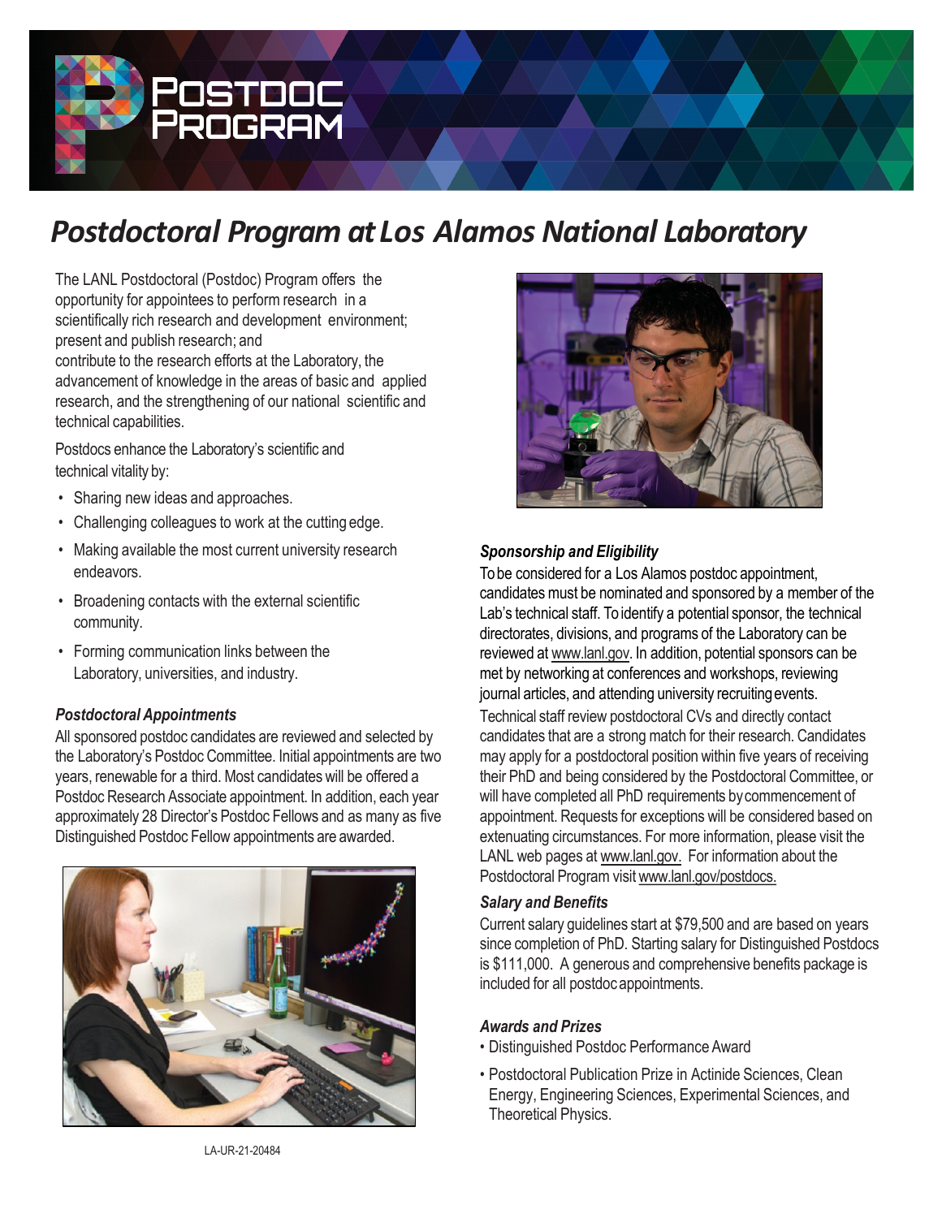# Postdoc Program

## *Postdoctoral Program at Los Alamos National Laboratory*

The LANL Postdoctoral (Postdoc) Program offers the opportunity for appointees to perform research in a scientifically rich research and development environment; present and publish research; and contribute to the research efforts at the Laboratory, the advancement of knowledge in the areas of basic and applied research, and the strengthening of our national scientific and technical capabilities.

Postdocs enhance the Laboratory's scientific and technical vitality by:

- Sharing new ideas and approaches.
- Challenging colleagues to work at the cutting edge.
- Making available the most current university research endeavors.
- Broadening contacts with the external scientific community.
- Forming communication links between the Laboratory, universities, and industry.

### *Postdoctoral Appointments*

All sponsored postdoc candidates are reviewed and selected by the Laboratory's Postdoc Committee. Initial appointments are two years, renewable for a third. Most candidates will be offered a Postdoc Research Associate appointment. In addition, each year approximately 28 Director's Postdoc Fellows and as many as five Distinguished Postdoc Fellow appointments are awarded.

### *Sponsorship and Eligibility*

To be considered for a Los Alamos postdoc appointment, candidates must be nominated and sponsored by a member of the Lab's technical staff. To identify a potential sponsor, the technical directorates, divisions, and programs of the Laboratory can be reviewed at www.lanl.gov. In addition, potential sponsors can be met by networking at conferences and workshops, reviewing journal articles, and attending university recruiting events.

Technical staff review postdoctoral CVs and directly contact candidates that are a strong match for their research. Candidates may apply for a postdoctoral position within five years of receiving their PhD and being considered by the Postdoctoral Committee, or will have completed all PhD requirements by commencement of appointment. Requests for exceptions will be considered based on extenuating circumstances. For more information, please visit the LANL web pages at www.lanl.gov. For information about the Postdoctoral Program visit www.lanl.gov/postdocs.

### *Salary and Benefits*

Current salary guidelines start at $79,500 and are based on years since completion of PhD. Starting salary for Distinguished Postdocs is $111,000. A generous and comprehensive benefits package is included for all postdoc appointments.

### *Awards and Prizes*

- Distinguished Postdoc Performance Award
- Postdoctoral Publication Prize in Actinide Sciences, Clean Energy, Engineering Sciences, Experimental Sciences, and Theoretical Physics.

LA-UR-21-20484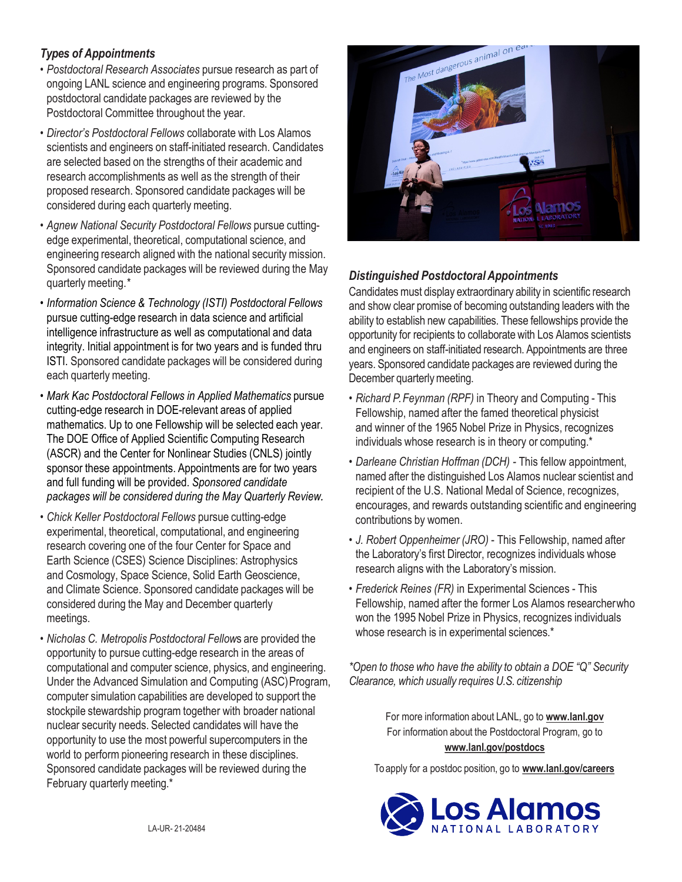### *Types of Appointments*

- *Postdoctoral Research Associates* pursue research as part of ongoing LANL science and engineering programs. Sponsored postdoctoral candidate packages are reviewed by the Postdoctoral Committee throughout the year.
- *Director's Postdoctoral Fellows* collaborate with Los Alamos scientists and engineers on staff-initiated research. Candidates are selected based on the strengths of their academic and research accomplishments as well as the strength of their proposed research. Sponsored candidate packages will be considered during each quarterly meeting.
- *Agnew National Security Postdoctoral Fellows* pursue cutting-edge experimental, theoretical, computational science, and engineering research aligned with the national security mission. Sponsored candidate packages will be reviewed during the May quarterly meeting.*
- *Information Science & Technology (ISTI) Postdoctoral Fellows* pursue cutting-edge research in data science and artificial intelligence infrastructure as well as computational and data integrity. Initial appointment is for two years and is funded thru ISTI. Sponsored candidate packages will be considered during each quarterly meeting.
- *Mark Kac Postdoctoral Fellows in Applied Mathematics* pursue cutting-edge research in DOE-relevant areas of applied mathematics. Up to one Fellowship will be selected each year. The DOE Office of Applied Scientific Computing Research (ASCR) and the Center for Nonlinear Studies (CNLS) jointly sponsor these appointments. Appointments are for two years and full funding will be provided. *Sponsored candidate packages will be considered during the May Quarterly Review.*
- *Chick Keller Postdoctoral Fellows* pursue cutting-edge experimental, theoretical, computational, and engineering research covering one of the four Center for Space and Earth Science (CSES) Science Disciplines: Astrophysics and Cosmology, Space Science, Solid Earth Geoscience, and Climate Science. Sponsored candidate packages will be considered during the May and December quarterly meetings.
- *Nicholas C. Metropolis Postdoctoral Fellows* are provided the opportunity to pursue cutting-edge research in the areas of computational and computer science, physics, and engineering. Under the Advanced Simulation and Computing (ASC) Program, computer simulation capabilities are developed to support the stockpile stewardship program together with broader national nuclear security needs. Selected candidates will have the opportunity to use the most powerful supercomputers in the world to perform pioneering research in these disciplines. Sponsored candidate packages will be reviewed during the February quarterly meeting.*

### *Distinguished Postdoctoral Appointments*

Candidates must display extraordinary ability in scientific research and show clear promise of becoming outstanding leaders with the ability to establish new capabilities. These fellowships provide the opportunity for recipients to collaborate with Los Alamos scientists and engineers on staff-initiated research. Appointments are three years. Sponsored candidate packages are reviewed during the December quarterly meeting.

- *Richard P. Feynman (RPF)* in Theory and Computing - This Fellowship, named after the famed theoretical physicist and winner of the 1965 Nobel Prize in Physics, recognizes individuals whose research is in theory or computing.*
- *Darleane Christian Hoffman (DCH)* - This fellow appointment, named after the distinguished Los Alamos nuclear scientist and recipient of the U.S. National Medal of Science, recognizes, encourages, and rewards outstanding scientific and engineering contributions by women.
- *J. Robert Oppenheimer (JRO)* - This Fellowship, named after the Laboratory's first Director, recognizes individuals whose research aligns with the Laboratory's mission.
- *Frederick Reines (FR)* in Experimental Sciences - This Fellowship, named after the former Los Alamos researcher who won the 1995 Nobel Prize in Physics, recognizes individuals whose research is in experimental sciences.*

*\*Open to those who have the ability to obtain a DOE "Q" Security Clearance, which usually requires U.S. citizenship*

For more information about LANL, go to **www.lanl.gov**
For information about the Postdoctoral Program, go to **www.lanl.gov/postdocs**

To apply for a postdoc position, go to **www.lanl.gov/careers**

Los Alamos NATIONAL LABORATORY

LA-UR- 21-20484